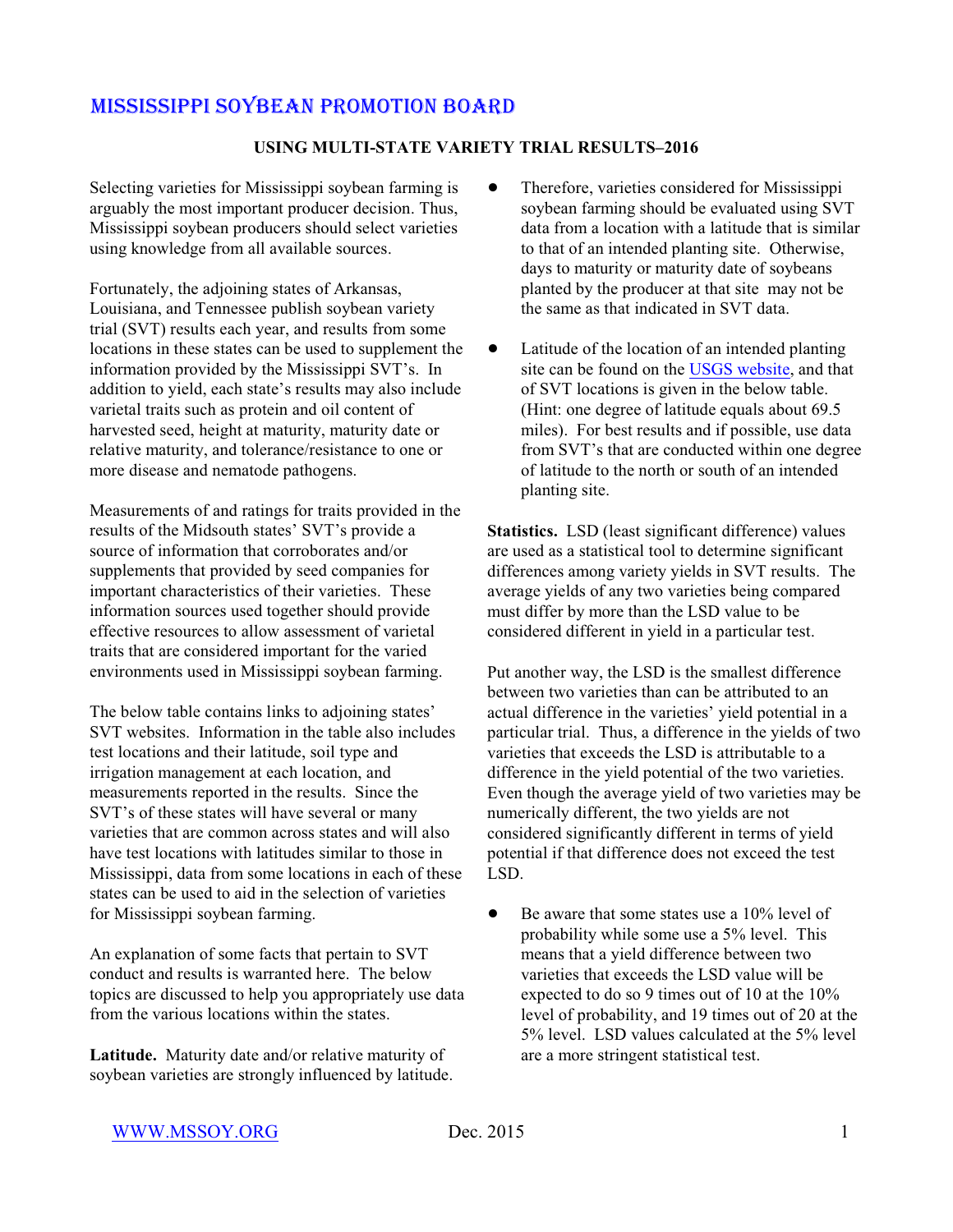# MISSISSIPPI SOYBEAN PROMOTION BOARD

## USING MULTI-STATE VARIETY TRIAL RESULTS–2016

Selecting varieties for Mississippi soybean farming is arguably the most important producer decision. Thus, Mississippi soybean producers should select varieties using knowledge from all available sources.

Fortunately, the adjoining states of Arkansas, Louisiana, and Tennessee publish soybean variety trial (SVT) results each year, and results from some locations in these states can be used to supplement the information provided by the Mississippi SVT's. In addition to yield, each state's results may also include varietal traits such as protein and oil content of harvested seed, height at maturity, maturity date or relative maturity, and tolerance/resistance to one or more disease and nematode pathogens.

Measurements of and ratings for traits provided in the results of the Midsouth states' SVT's provide a source of information that corroborates and/or supplements that provided by seed companies for important characteristics of their varieties. These information sources used together should provide effective resources to allow assessment of varietal traits that are considered important for the varied environments used in Mississippi soybean farming.

The below table contains links to adjoining states' SVT websites. Information in the table also includes test locations and their latitude, soil type and irrigation management at each location, and measurements reported in the results. Since the SVT's of these states will have several or many varieties that are common across states and will also have test locations with latitudes similar to those in Mississippi, data from some locations in each of these states can be used to aid in the selection of varieties for Mississippi soybean farming.

An explanation of some facts that pertain to SVT conduct and results is warranted here. The below topics are discussed to help you appropriately use data from the various locations within the states.

**Latitude.** Maturity date and/or relative maturity of soybean varieties are strongly influenced by latitude.

- Therefore, varieties considered for Mississippi soybean farming should be evaluated using SVT data from a location with a latitude that is similar to that of an intended planting site. Otherwise, days to maturity or maturity date of soybeans planted by the producer at that site may not be the same as that indicated in SVT data.
- Latitude of the location of an intended planting site can be found on the USGS website, and that of SVT locations is given in the below table. (Hint: one degree of latitude equals about 69.5 miles). For best results and if possible, use data from SVT's that are conducted within one degree of latitude to the north or south of an intended planting site.

**Statistics.** LSD (least significant difference) values are used as a statistical tool to determine significant differences among variety yields in SVT results. The average yields of any two varieties being compared must differ by more than the LSD value to be considered different in yield in a particular test.

Put another way, the LSD is the smallest difference between two varieties than can be attributed to an actual difference in the varieties' yield potential in a particular trial. Thus, a difference in the yields of two varieties that exceeds the LSD is attributable to a difference in the yield potential of the two varieties. Even though the average yield of two varieties may be numerically different, the two yields are not considered significantly different in terms of yield potential if that difference does not exceed the test LSD.

- Be aware that some states use a 10% level of probability while some use a 5% level. This means that a yield difference between two varieties that exceeds the LSD value will be expected to do so 9 times out of 10 at the 10% level of probability, and 19 times out of 20 at the 5% level. LSD values calculated at the 5% level are a more stringent statistical test.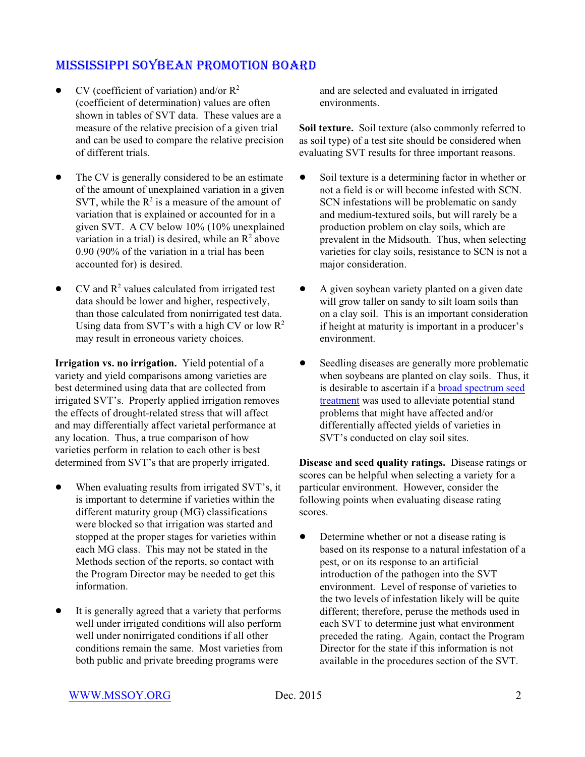- CV (coefficient of variation) and/or $R^2$ (coefficient of determination) values are often shown in tables of SVT data. These values are a measure of the relative precision of a given trial and can be used to compare the relative precision of different trials.

- The CV is generally considered to be an estimate of the amount of unexplained variation in a given SVT, while the $R^2$ is a measure of the amount of variation that is explained or accounted for in a given SVT. A CV below 10% (10% unexplained variation in a trial) is desired, while an $R^2$ above 0.90 (90% of the variation in a trial has been accounted for) is desired.

- CV and $R^2$ values calculated from irrigated test data should be lower and higher, respectively, than those calculated from nonirrigated test data. Using data from SVT's with a high CV or low $R^2$ may result in erroneous variety choices.

**Irrigation vs. no irrigation.** Yield potential of a variety and yield comparisons among varieties are best determined using data that are collected from irrigated SVT's. Properly applied irrigation removes the effects of drought-related stress that will affect and may differentially affect varietal performance at any location. Thus, a true comparison of how varieties perform in relation to each other is best determined from SVT's that are properly irrigated.

- When evaluating results from irrigated SVT's, it is important to determine if varieties within the different maturity group (MG) classifications were blocked so that irrigation was started and stopped at the proper stages for varieties within each MG class. This may not be stated in the Methods section of the reports, so contact with the Program Director may be needed to get this information.

- It is generally agreed that a variety that performs well under irrigated conditions will also perform well under nonirrigated conditions if all other conditions remain the same. Most varieties from both public and private breeding programs were and are selected and evaluated in irrigated environments.

**Soil texture.** Soil texture (also commonly referred to as soil type) of a test site should be considered when evaluating SVT results for three important reasons.

- Soil texture is a determining factor in whether or not a field is or will become infested with SCN. SCN infestations will be problematic on sandy and medium-textured soils, but will rarely be a production problem on clay soils, which are prevalent in the Midsouth. Thus, when selecting varieties for clay soils, resistance to SCN is not a major consideration.

- A given soybean variety planted on a given date will grow taller on sandy to silt loam soils than on a clay soil. This is an important consideration if height at maturity is important in a producer's environment.

- Seedling diseases are generally more problematic when soybeans are planted on clay soils. Thus, it is desirable to ascertain if a broad spectrum seed treatment was used to alleviate potential stand problems that might have affected and/or differentially affected yields of varieties in SVT's conducted on clay soil sites.

**Disease and seed quality ratings.** Disease ratings or scores can be helpful when selecting a variety for a particular environment. However, consider the following points when evaluating disease rating scores.

- Determine whether or not a disease rating is based on its response to a natural infestation of a pest, or on its response to an artificial introduction of the pathogen into the SVT environment. Level of response of varieties to the two levels of infestation likely will be quite different; therefore, peruse the methods used in each SVT to determine just what environment preceded the rating. Again, contact the Program Director for the state if this information is not available in the procedures section of the SVT.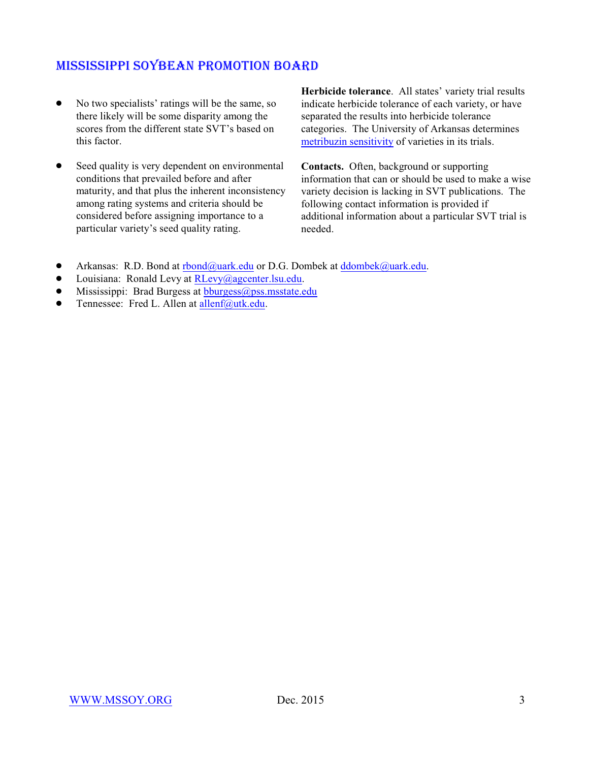- No two specialists' ratings will be the same, so there likely will be some disparity among the scores from the different state SVT's based on this factor.

- Seed quality is very dependent on environmental conditions that prevailed before and after maturity, and that plus the inherent inconsistency among rating systems and criteria should be considered before assigning importance to a particular variety's seed quality rating.

**Herbicide tolerance**. All states' variety trial results indicate herbicide tolerance of each variety, or have separated the results into herbicide tolerance categories. The University of Arkansas determines metribuzin sensitivity of varieties in its trials.

**Contacts.** Often, background or supporting information that can or should be used to make a wise variety decision is lacking in SVT publications. The following contact information is provided if additional information about a particular SVT trial is needed.

- Arkansas: R.D. Bond at rbond@uark.edu or D.G. Dombek at ddombek@uark.edu.
- Louisiana: Ronald Levy at RLevy@agcenter.lsu.edu.
- Mississippi: Brad Burgess at bburgess@pss.msstate.edu
- Tennessee: Fred L. Allen at allenf@utk.edu.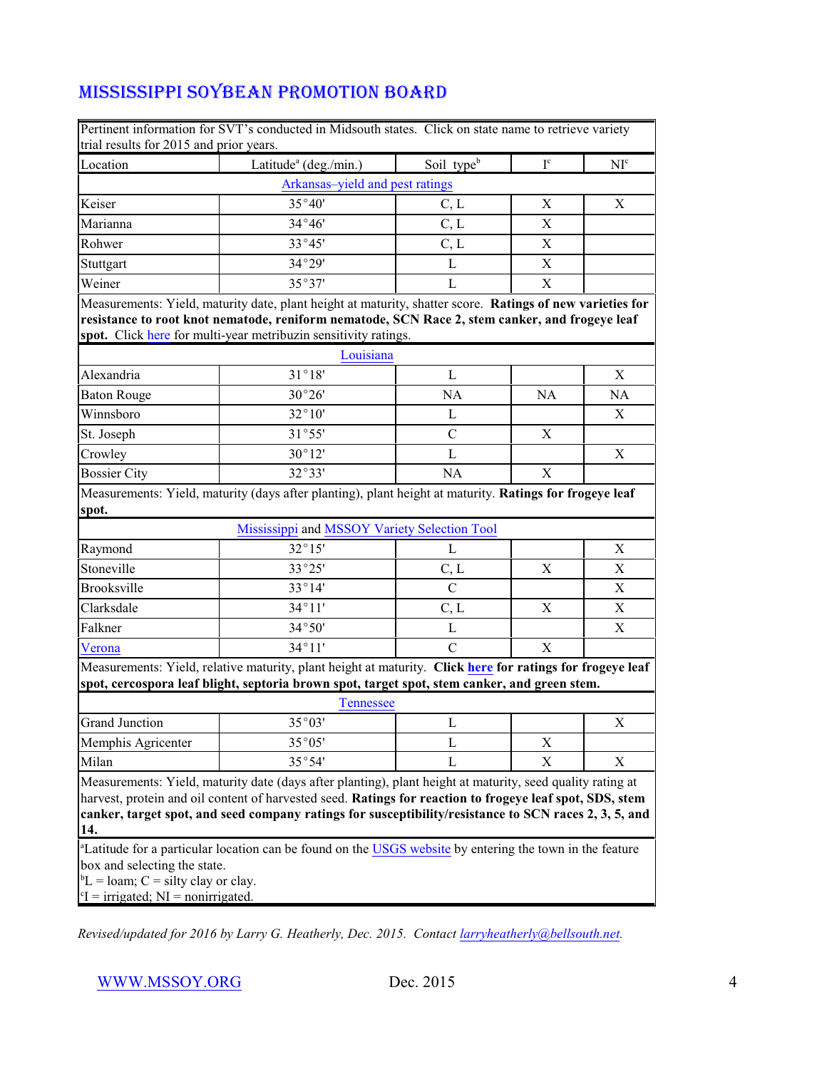## MISSISSIPPI SOYBEAN PROMOTION BOARD

| Pertinent information for SVT's conducted in Midsouth states. Click on state name to retrieve variety trial results for 2015 and prior years. | | | | |
|---|---|---|---|---|
| Location | Latitude[a] (deg./min.) | Soil type[b] | I[c] | NI[c] |
| Arkansas–yield and pest ratings | | | | |
| Keiser | 35°40' | C, L | X | X |
| Marianna | 34°46' | C, L | X | |
| Rohwer | 33°45' | C, L | X | |
| Stuttgart | 34°29' | L | X | |
| Weiner | 35°37' | L | X | |
| Measurements: Yield, maturity date, plant height at maturity, shatter score. **Ratings of new varieties for resistance to root knot nematode, reniform nematode, SCN Race 2, stem canker, and frogeye leaf spot.** Click here for multi-year metribuzin sensitivity ratings. | | | | |
| Louisiana | | | | |
| Alexandria | 31°18' | L | | X |
| Baton Rouge | 30°26' | NA | NA | NA |
| Winnsboro | 32°10' | L | | X |
| St. Joseph | 31°55' | C | X | |
| Crowley | 30°12' | L | | X |
| Bossier City | 32°33' | NA | X | |
| Measurements: Yield, maturity (days after planting), plant height at maturity. **Ratings for frogeye leaf spot.** | | | | |
| Mississippi and MSSOY Variety Selection Tool | | | | |
| Raymond | 32°15' | L | | X |
| Stoneville | 33°25' | C, L | X | X |
| Brooksville | 33°14' | C | | X |
| Clarksdale | 34°11' | C, L | X | X |
| Falkner | 34°50' | L | | X |
| Verona | 34°11' | C | X | |
| Measurements: Yield, relative maturity, plant height at maturity. **Click here for ratings for frogeye leaf spot, cercospora leaf blight, septoria brown spot, target spot, stem canker, and green stem.** | | | | |
| Tennessee | | | | |
| Grand Junction | 35°03' | L | | X |
| Memphis Agricenter | 35°05' | L | X | |
| Milan | 35°54' | L | X | X |
| Measurements: Yield, maturity date (days after planting), plant height at maturity, seed quality rating at harvest, protein and oil content of harvested seed. **Ratings for reaction to frogeye leaf spot, SDS, stem canker, target spot, and seed company ratings for susceptibility/resistance to SCN races 2, 3, 5, and 14.** | | | | |

[a]Latitude for a particular location can be found on the USGS website by entering the town in the feature box and selecting the state.
[b]L = loam; C = silty clay or clay.
[c]I = irrigated; NI = nonirrigated.

*Revised/updated for 2016 by Larry G. Heatherly, Dec. 2015. Contact larryheatherly@bellsouth.net.*

WWW.MSSOY.ORG Dec. 2015